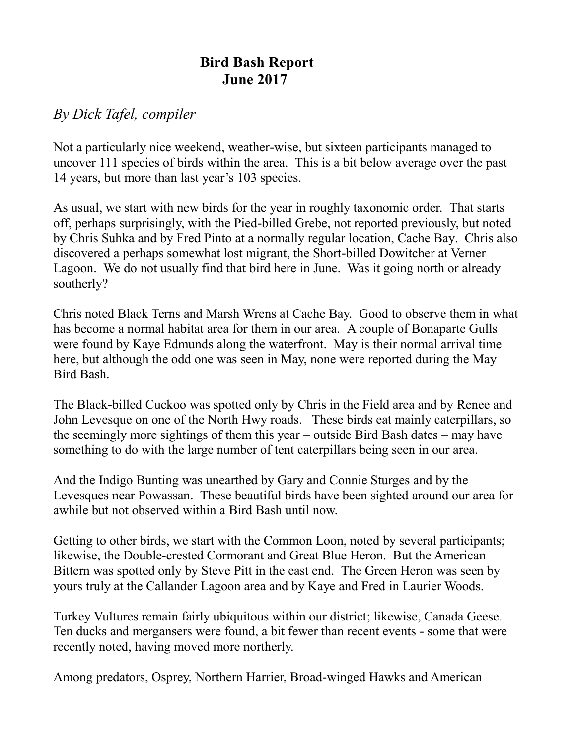# Bird Bash Report
# June 2017

*By Dick Tafel, compiler*

Not a particularly nice weekend, weather-wise, but sixteen participants managed to uncover 111 species of birds within the area. This is a bit below average over the past 14 years, but more than last year's 103 species.

As usual, we start with new birds for the year in roughly taxonomic order. That starts off, perhaps surprisingly, with the Pied-billed Grebe, not reported previously, but noted by Chris Suhka and by Fred Pinto at a normally regular location, Cache Bay. Chris also discovered a perhaps somewhat lost migrant, the Short-billed Dowitcher at Verner Lagoon. We do not usually find that bird here in June. Was it going north or already southerly?

Chris noted Black Terns and Marsh Wrens at Cache Bay. Good to observe them in what has become a normal habitat area for them in our area. A couple of Bonaparte Gulls were found by Kaye Edmunds along the waterfront. May is their normal arrival time here, but although the odd one was seen in May, none were reported during the May Bird Bash.

The Black-billed Cuckoo was spotted only by Chris in the Field area and by Renee and John Levesque on one of the North Hwy roads. These birds eat mainly caterpillars, so the seemingly more sightings of them this year – outside Bird Bash dates – may have something to do with the large number of tent caterpillars being seen in our area.

And the Indigo Bunting was unearthed by Gary and Connie Sturges and by the Levesques near Powassan. These beautiful birds have been sighted around our area for awhile but not observed within a Bird Bash until now.

Getting to other birds, we start with the Common Loon, noted by several participants; likewise, the Double-crested Cormorant and Great Blue Heron. But the American Bittern was spotted only by Steve Pitt in the east end. The Green Heron was seen by yours truly at the Callander Lagoon area and by Kaye and Fred in Laurier Woods.

Turkey Vultures remain fairly ubiquitous within our district; likewise, Canada Geese. Ten ducks and mergansers were found, a bit fewer than recent events - some that were recently noted, having moved more northerly.

Among predators, Osprey, Northern Harrier, Broad-winged Hawks and American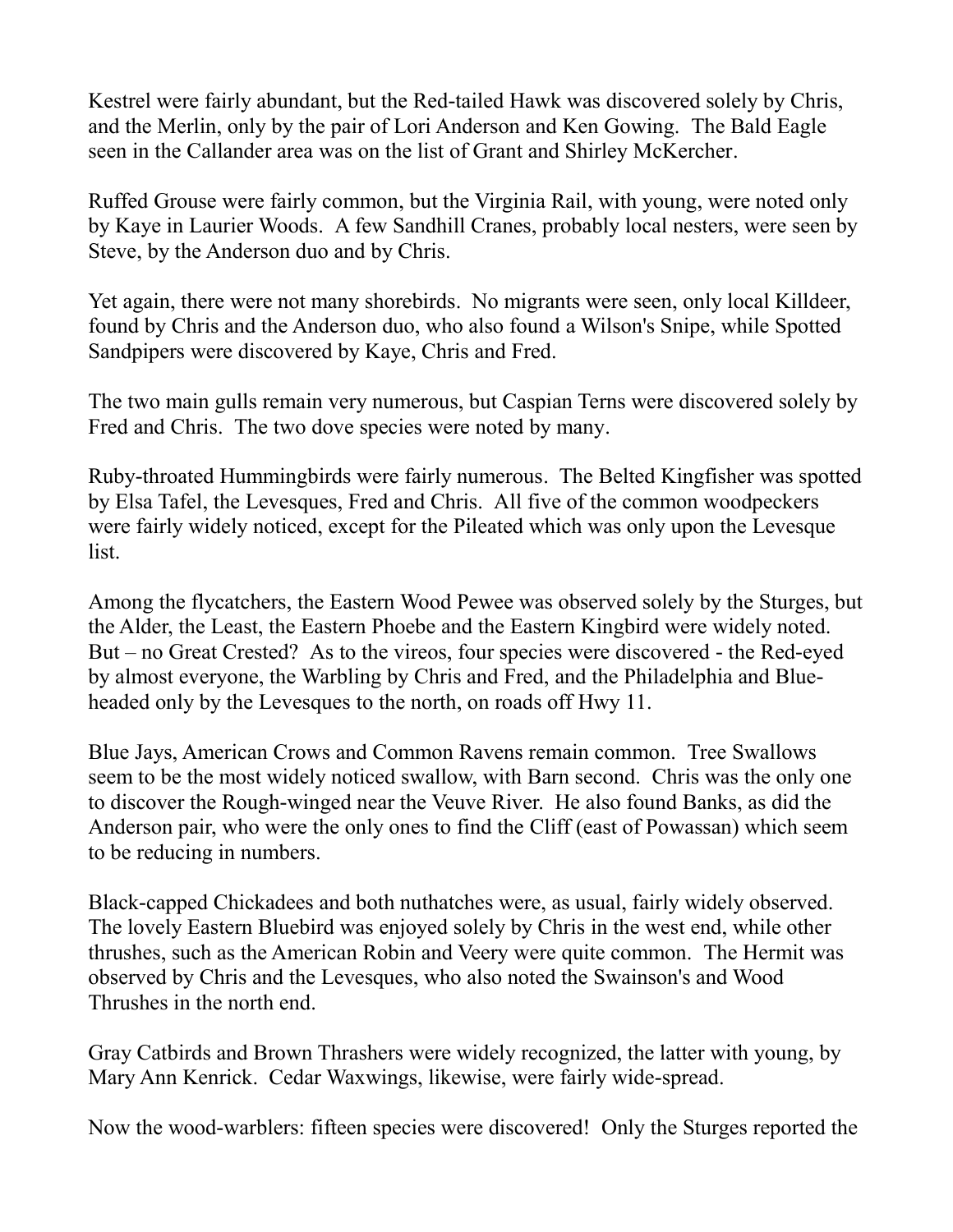Kestrel were fairly abundant, but the Red-tailed Hawk was discovered solely by Chris, and the Merlin, only by the pair of Lori Anderson and Ken Gowing. The Bald Eagle seen in the Callander area was on the list of Grant and Shirley McKercher.

Ruffed Grouse were fairly common, but the Virginia Rail, with young, were noted only by Kaye in Laurier Woods. A few Sandhill Cranes, probably local nesters, were seen by Steve, by the Anderson duo and by Chris.

Yet again, there were not many shorebirds. No migrants were seen, only local Killdeer, found by Chris and the Anderson duo, who also found a Wilson's Snipe, while Spotted Sandpipers were discovered by Kaye, Chris and Fred.

The two main gulls remain very numerous, but Caspian Terns were discovered solely by Fred and Chris. The two dove species were noted by many.

Ruby-throated Hummingbirds were fairly numerous. The Belted Kingfisher was spotted by Elsa Tafel, the Levesques, Fred and Chris. All five of the common woodpeckers were fairly widely noticed, except for the Pileated which was only upon the Levesque list.

Among the flycatchers, the Eastern Wood Pewee was observed solely by the Sturges, but the Alder, the Least, the Eastern Phoebe and the Eastern Kingbird were widely noted. But – no Great Crested? As to the vireos, four species were discovered - the Red-eyed by almost everyone, the Warbling by Chris and Fred, and the Philadelphia and Blue-headed only by the Levesques to the north, on roads off Hwy 11.

Blue Jays, American Crows and Common Ravens remain common. Tree Swallows seem to be the most widely noticed swallow, with Barn second. Chris was the only one to discover the Rough-winged near the Veuve River. He also found Banks, as did the Anderson pair, who were the only ones to find the Cliff (east of Powassan) which seem to be reducing in numbers.

Black-capped Chickadees and both nuthatches were, as usual, fairly widely observed. The lovely Eastern Bluebird was enjoyed solely by Chris in the west end, while other thrushes, such as the American Robin and Veery were quite common. The Hermit was observed by Chris and the Levesques, who also noted the Swainson's and Wood Thrushes in the north end.

Gray Catbirds and Brown Thrashers were widely recognized, the latter with young, by Mary Ann Kenrick. Cedar Waxwings, likewise, were fairly wide-spread.

Now the wood-warblers: fifteen species were discovered! Only the Sturges reported the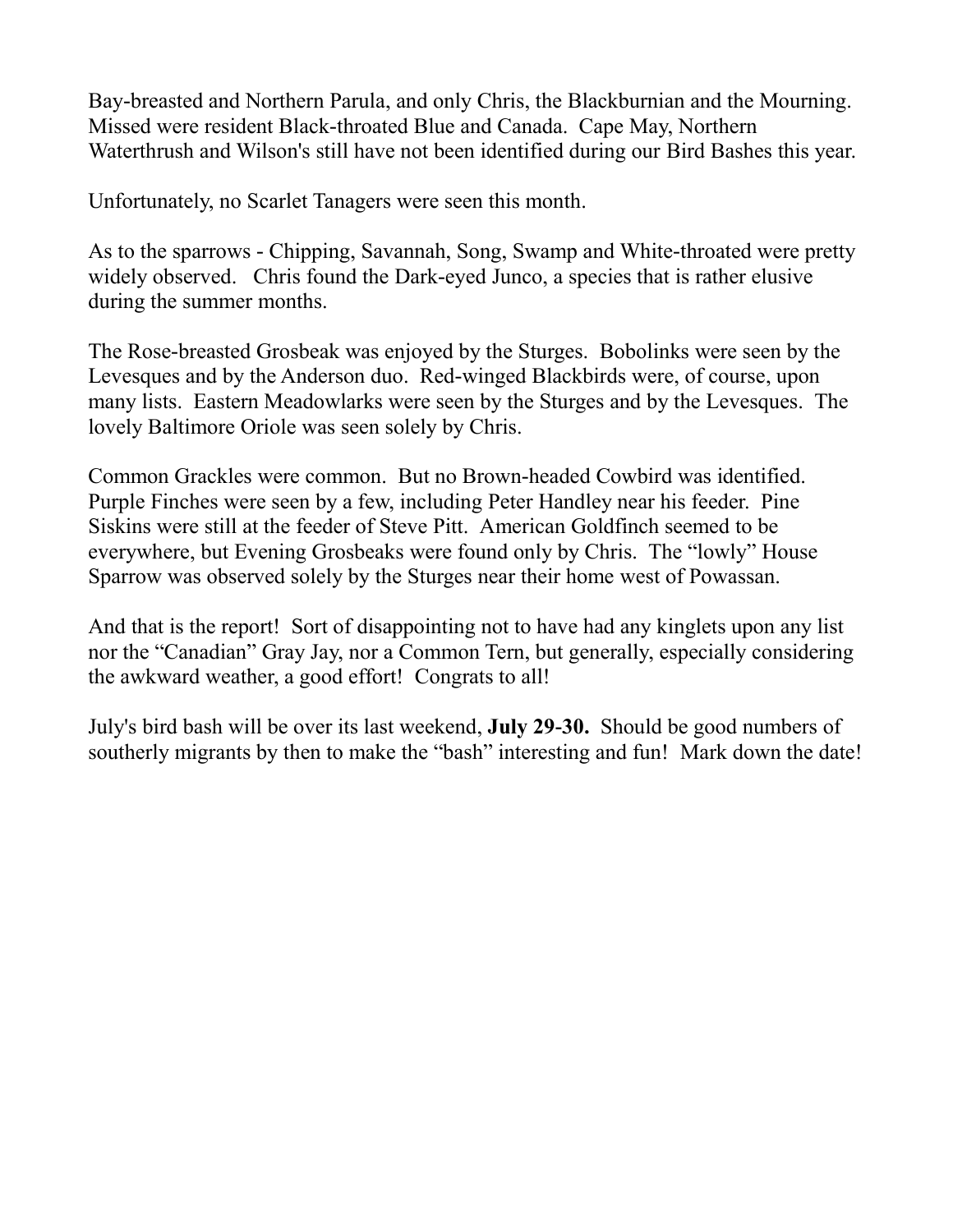Bay-breasted and Northern Parula, and only Chris, the Blackburnian and the Mourning. Missed were resident Black-throated Blue and Canada. Cape May, Northern Waterthrush and Wilson's still have not been identified during our Bird Bashes this year.

Unfortunately, no Scarlet Tanagers were seen this month.

As to the sparrows - Chipping, Savannah, Song, Swamp and White-throated were pretty widely observed. Chris found the Dark-eyed Junco, a species that is rather elusive during the summer months.

The Rose-breasted Grosbeak was enjoyed by the Sturges. Bobolinks were seen by the Levesques and by the Anderson duo. Red-winged Blackbirds were, of course, upon many lists. Eastern Meadowlarks were seen by the Sturges and by the Levesques. The lovely Baltimore Oriole was seen solely by Chris.

Common Grackles were common. But no Brown-headed Cowbird was identified. Purple Finches were seen by a few, including Peter Handley near his feeder. Pine Siskins were still at the feeder of Steve Pitt. American Goldfinch seemed to be everywhere, but Evening Grosbeaks were found only by Chris. The "lowly" House Sparrow was observed solely by the Sturges near their home west of Powassan.

And that is the report! Sort of disappointing not to have had any kinglets upon any list nor the "Canadian" Gray Jay, nor a Common Tern, but generally, especially considering the awkward weather, a good effort! Congrats to all!

July's bird bash will be over its last weekend, **July 29-30.** Should be good numbers of southerly migrants by then to make the "bash" interesting and fun! Mark down the date!